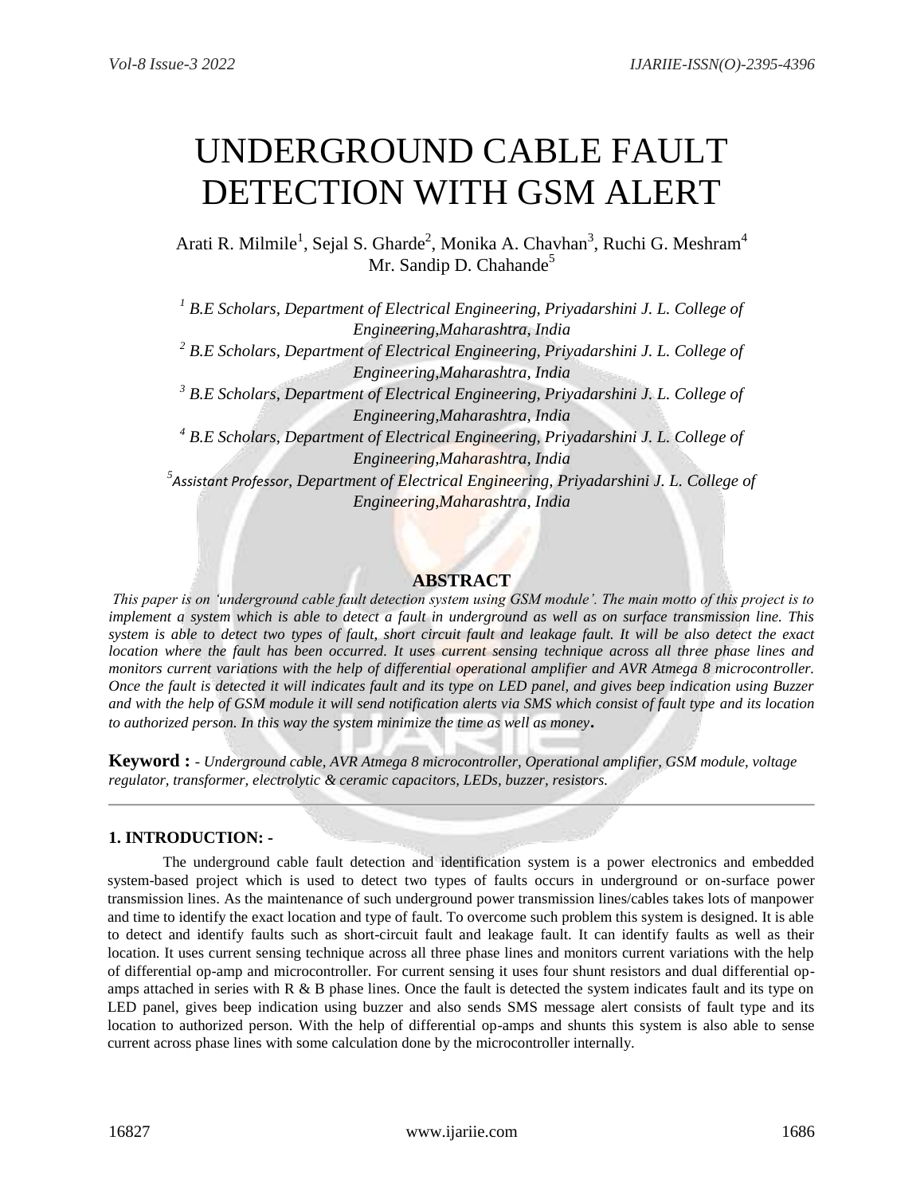# UNDERGROUND CABLE FAULT DETECTION WITH GSM ALERT

Arati R. Milmile[1], Sejal S. Gharde[2], Monika A. Chavhan[3], Ruchi G. Meshram[4]
Mr. Sandip D. Chahande[5]

*[1] B.E Scholars, Department of Electrical Engineering, Priyadarshini J. L. College of Engineering,Maharashtra, India*
*[2] B.E Scholars, Department of Electrical Engineering, Priyadarshini J. L. College of Engineering,Maharashtra, India*
*[3] B.E Scholars, Department of Electrical Engineering, Priyadarshini J. L. College of Engineering,Maharashtra, India*
*[4] B.E Scholars, Department of Electrical Engineering, Priyadarshini J. L. College of Engineering,Maharashtra, India*
*[5]Assistant Professor, Department of Electrical Engineering, Priyadarshini J. L. College of Engineering,Maharashtra, India*

## ABSTRACT

*This paper is on 'underground cable fault detection system using GSM module'. The main motto of this project is to implement a system which is able to detect a fault in underground as well as on surface transmission line. This system is able to detect two types of fault, short circuit fault and leakage fault. It will be also detect the exact location where the fault has been occurred. It uses current sensing technique across all three phase lines and monitors current variations with the help of differential operational amplifier and AVR Atmega 8 microcontroller. Once the fault is detected it will indicates fault and its type on LED panel, and gives beep indication using Buzzer and with the help of GSM module it will send notification alerts via SMS which consist of fault type and its location to authorized person. In this way the system minimize the time as well as money.*

**Keyword :** *- Underground cable, AVR Atmega 8 microcontroller, Operational amplifier, GSM module, voltage regulator, transformer, electrolytic & ceramic capacitors, LEDs, buzzer, resistors.*

## 1. INTRODUCTION: -

The underground cable fault detection and identification system is a power electronics and embedded system-based project which is used to detect two types of faults occurs in underground or on-surface power transmission lines. As the maintenance of such underground power transmission lines/cables takes lots of manpower and time to identify the exact location and type of fault. To overcome such problem this system is designed. It is able to detect and identify faults such as short-circuit fault and leakage fault. It can identify faults as well as their location. It uses current sensing technique across all three phase lines and monitors current variations with the help of differential op-amp and microcontroller. For current sensing it uses four shunt resistors and dual differential op-amps attached in series with R & B phase lines. Once the fault is detected the system indicates fault and its type on LED panel, gives beep indication using buzzer and also sends SMS message alert consists of fault type and its location to authorized person. With the help of differential op-amps and shunts this system is also able to sense current across phase lines with some calculation done by the microcontroller internally.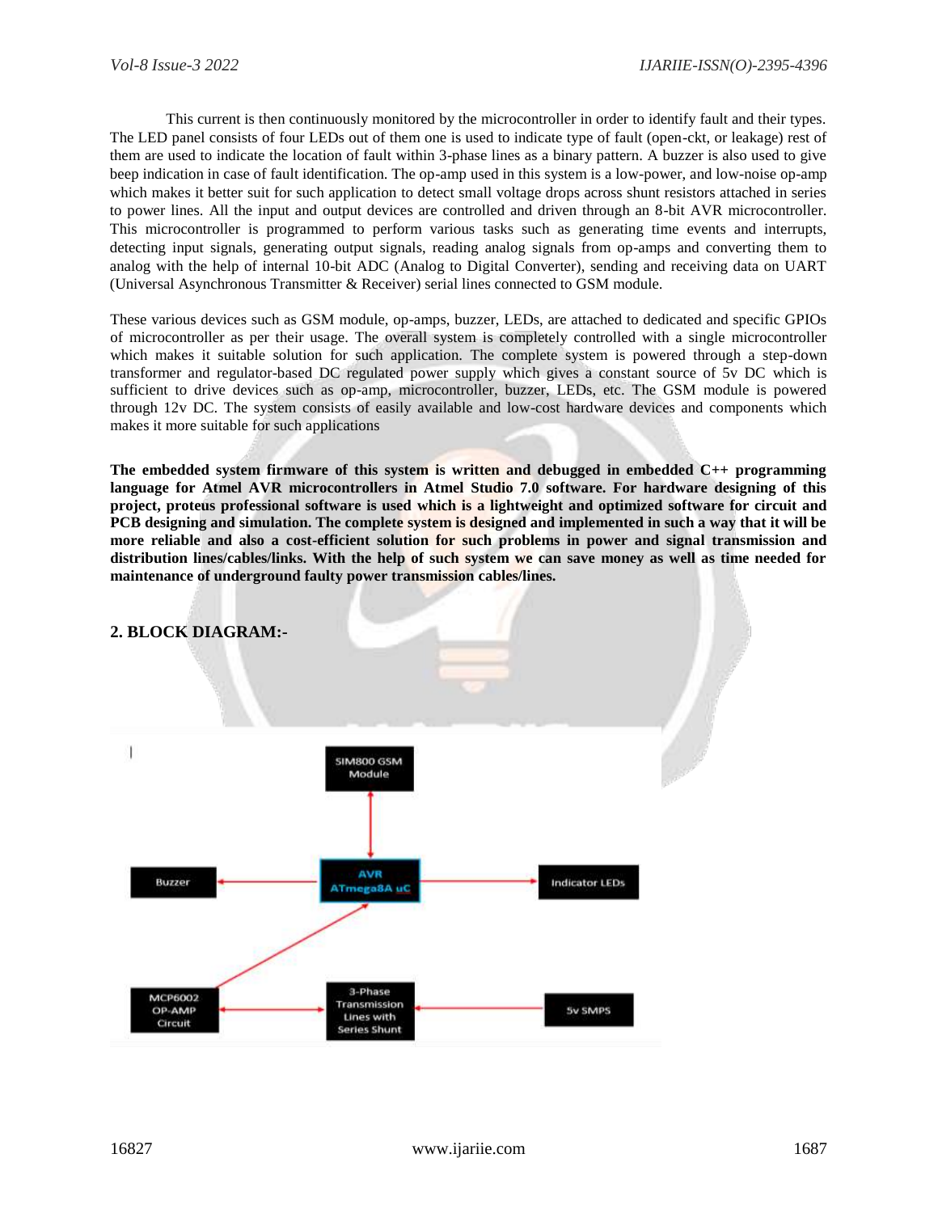This current is then continuously monitored by the microcontroller in order to identify fault and their types. The LED panel consists of four LEDs out of them one is used to indicate type of fault (open-ckt, or leakage) rest of them are used to indicate the location of fault within 3-phase lines as a binary pattern. A buzzer is also used to give beep indication in case of fault identification. The op-amp used in this system is a low-power, and low-noise op-amp which makes it better suit for such application to detect small voltage drops across shunt resistors attached in series to power lines. All the input and output devices are controlled and driven through an 8-bit AVR microcontroller. This microcontroller is programmed to perform various tasks such as generating time events and interrupts, detecting input signals, generating output signals, reading analog signals from op-amps and converting them to analog with the help of internal 10-bit ADC (Analog to Digital Converter), sending and receiving data on UART (Universal Asynchronous Transmitter & Receiver) serial lines connected to GSM module.

These various devices such as GSM module, op-amps, buzzer, LEDs, are attached to dedicated and specific GPIOs of microcontroller as per their usage. The overall system is completely controlled with a single microcontroller which makes it suitable solution for such application. The complete system is powered through a step-down transformer and regulator-based DC regulated power supply which gives a constant source of 5v DC which is sufficient to drive devices such as op-amp, microcontroller, buzzer, LEDs, etc. The GSM module is powered through 12v DC. The system consists of easily available and low-cost hardware devices and components which makes it more suitable for such applications

**The embedded system firmware of this system is written and debugged in embedded C++ programming language for Atmel AVR microcontrollers in Atmel Studio 7.0 software. For hardware designing of this project, proteus professional software is used which is a lightweight and optimized software for circuit and PCB designing and simulation. The complete system is designed and implemented in such a way that it will be more reliable and also a cost-efficient solution for such problems in power and signal transmission and distribution lines/cables/links. With the help of such system we can save money as well as time needed for maintenance of underground faulty power transmission cables/lines.**

## 2. BLOCK DIAGRAM:-

SIM800 GSM Module

Buzzer

AVR ATmega8A uC

Indicator LEDs

MCP6002 OP-AMP Circuit

3-Phase Transmission Lines with Series Shunt

5v SMPS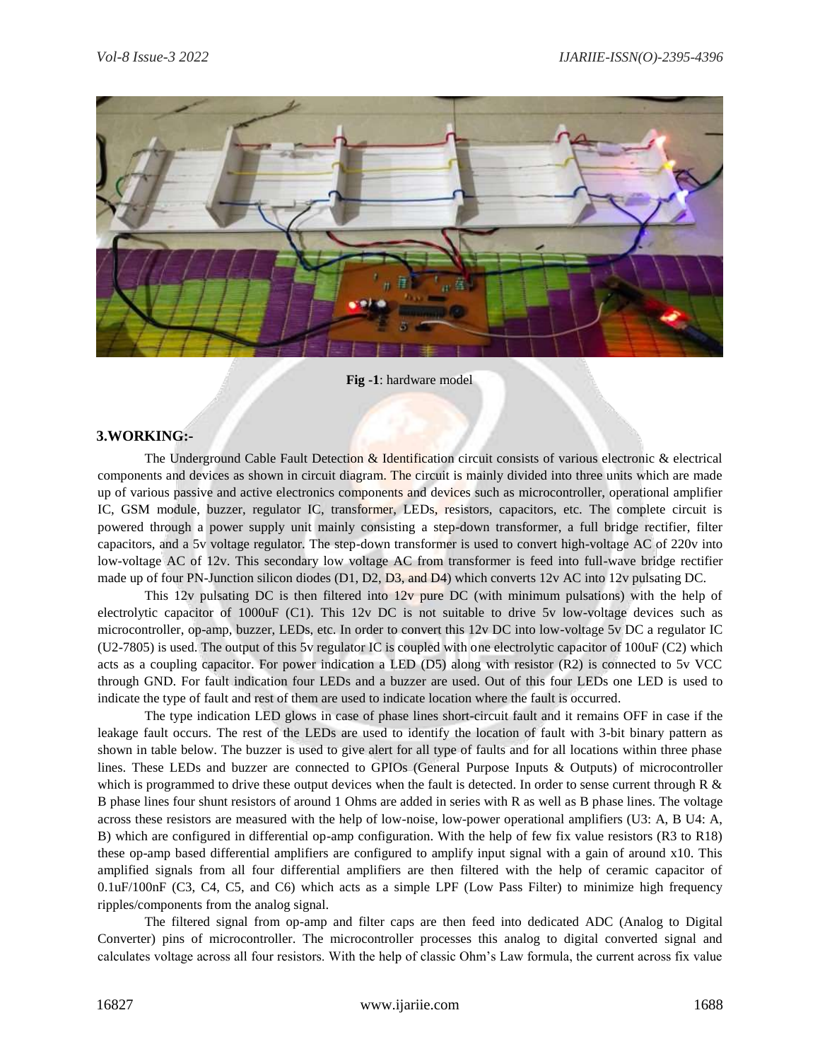**Fig -1**: hardware model

## 3.WORKING:-

The Underground Cable Fault Detection & Identification circuit consists of various electronic & electrical components and devices as shown in circuit diagram. The circuit is mainly divided into three units which are made up of various passive and active electronics components and devices such as microcontroller, operational amplifier IC, GSM module, buzzer, regulator IC, transformer, LEDs, resistors, capacitors, etc. The complete circuit is powered through a power supply unit mainly consisting a step-down transformer, a full bridge rectifier, filter capacitors, and a 5v voltage regulator. The step-down transformer is used to convert high-voltage AC of 220v into low-voltage AC of 12v. This secondary low voltage AC from transformer is feed into full-wave bridge rectifier made up of four PN-Junction silicon diodes (D1, D2, D3, and D4) which converts 12v AC into 12v pulsating DC.

This 12v pulsating DC is then filtered into 12v pure DC (with minimum pulsations) with the help of electrolytic capacitor of 1000uF (C1). This 12v DC is not suitable to drive 5v low-voltage devices such as microcontroller, op-amp, buzzer, LEDs, etc. In order to convert this 12v DC into low-voltage 5v DC a regulator IC (U2-7805) is used. The output of this 5v regulator IC is coupled with one electrolytic capacitor of 100uF (C2) which acts as a coupling capacitor. For power indication a LED (D5) along with resistor (R2) is connected to 5v VCC through GND. For fault indication four LEDs and a buzzer are used. Out of this four LEDs one LED is used to indicate the type of fault and rest of them are used to indicate location where the fault is occurred.

The type indication LED glows in case of phase lines short-circuit fault and it remains OFF in case if the leakage fault occurs. The rest of the LEDs are used to identify the location of fault with 3-bit binary pattern as shown in table below. The buzzer is used to give alert for all type of faults and for all locations within three phase lines. These LEDs and buzzer are connected to GPIOs (General Purpose Inputs & Outputs) of microcontroller which is programmed to drive these output devices when the fault is detected. In order to sense current through R & B phase lines four shunt resistors of around 1 Ohms are added in series with R as well as B phase lines. The voltage across these resistors are measured with the help of low-noise, low-power operational amplifiers (U3: A, B U4: A, B) which are configured in differential op-amp configuration. With the help of few fix value resistors (R3 to R18) these op-amp based differential amplifiers are configured to amplify input signal with a gain of around x10. This amplified signals from all four differential amplifiers are then filtered with the help of ceramic capacitor of 0.1uF/100nF (C3, C4, C5, and C6) which acts as a simple LPF (Low Pass Filter) to minimize high frequency ripples/components from the analog signal.

The filtered signal from op-amp and filter caps are then feed into dedicated ADC (Analog to Digital Converter) pins of microcontroller. The microcontroller processes this analog to digital converted signal and calculates voltage across all four resistors. With the help of classic Ohm's Law formula, the current across fix value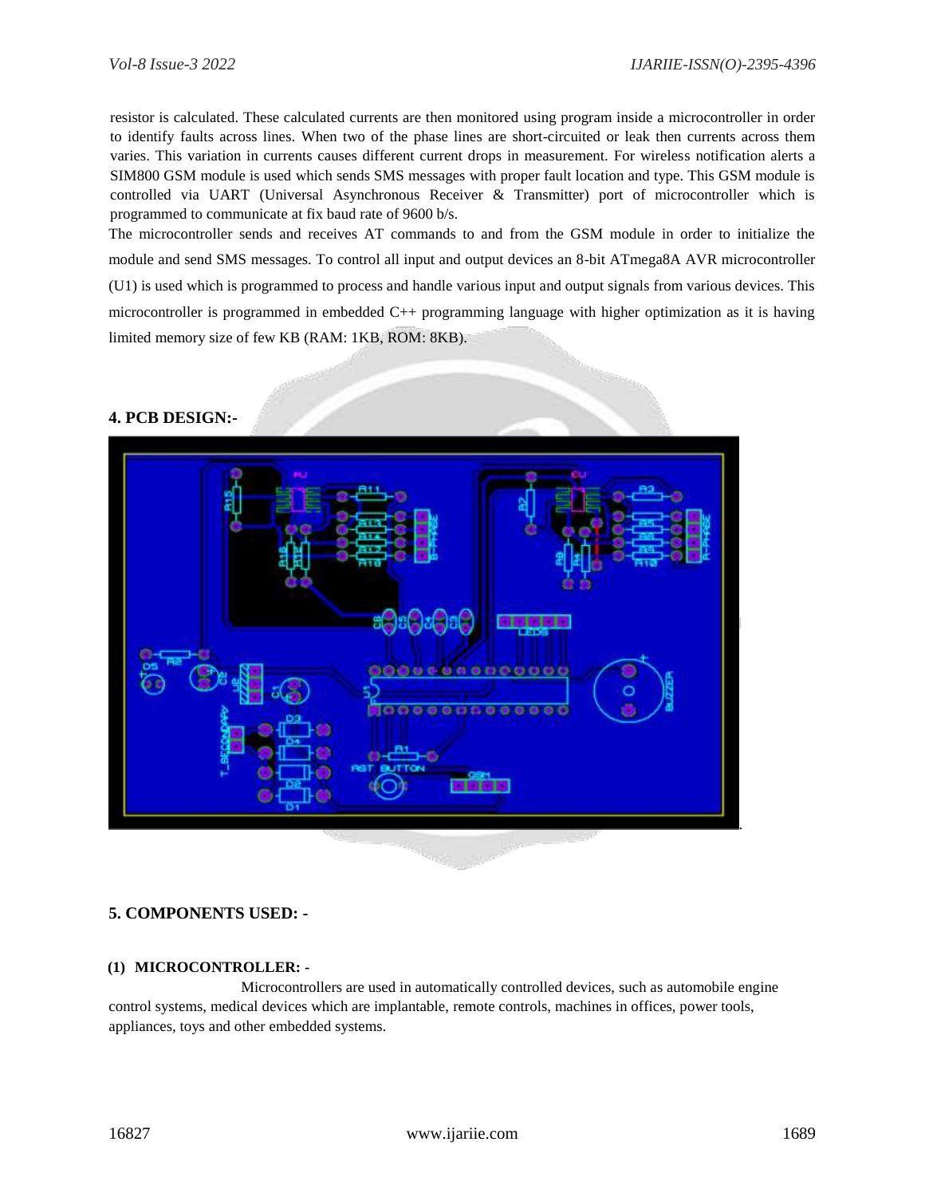resistor is calculated. These calculated currents are then monitored using program inside a microcontroller in order to identify faults across lines. When two of the phase lines are short-circuited or leak then currents across them varies. This variation in currents causes different current drops in measurement. For wireless notification alerts a SIM800 GSM module is used which sends SMS messages with proper fault location and type. This GSM module is controlled via UART (Universal Asynchronous Receiver & Transmitter) port of microcontroller which is programmed to communicate at fix baud rate of 9600 b/s.

The microcontroller sends and receives AT commands to and from the GSM module in order to initialize the module and send SMS messages. To control all input and output devices an 8-bit ATmega8A AVR microcontroller (U1) is used which is programmed to process and handle various input and output signals from various devices. This microcontroller is programmed in embedded C++ programming language with higher optimization as it is having limited memory size of few KB (RAM: 1KB, ROM: 8KB).

## 4. PCB DESIGN:-

## 5. COMPONENTS USED: -

### (1) MICROCONTROLLER: -

Microcontrollers are used in automatically controlled devices, such as automobile engine control systems, medical devices which are implantable, remote controls, machines in offices, power tools, appliances, toys and other embedded systems.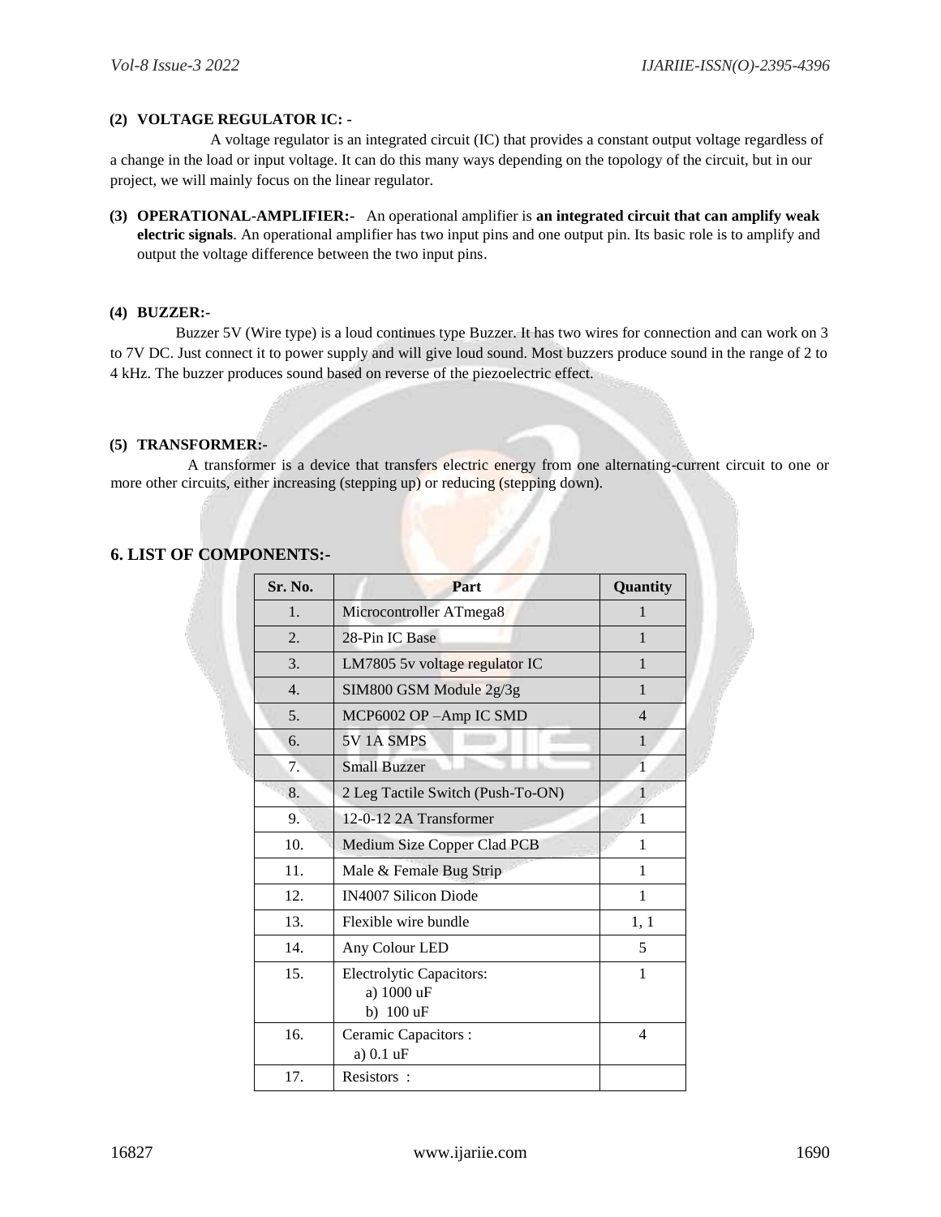**(2) VOLTAGE REGULATOR IC: -**

A voltage regulator is an integrated circuit (IC) that provides a constant output voltage regardless of a change in the load or input voltage. It can do this many ways depending on the topology of the circuit, but in our project, we will mainly focus on the linear regulator.

**(3) OPERATIONAL-AMPLIFIER:-** An operational amplifier is **an integrated circuit that can amplify weak electric signals**. An operational amplifier has two input pins and one output pin. Its basic role is to amplify and output the voltage difference between the two input pins.

**(4) BUZZER:-**

Buzzer 5V (Wire type) is a loud continues type Buzzer. It has two wires for connection and can work on 3 to 7V DC. Just connect it to power supply and will give loud sound. Most buzzers produce sound in the range of 2 to 4 kHz. The buzzer produces sound based on reverse of the piezoelectric effect.

**(5) TRANSFORMER:-**

A transformer is a device that transfers electric energy from one alternating-current circuit to one or more other circuits, either increasing (stepping up) or reducing (stepping down).

## 6. LIST OF COMPONENTS:-

| Sr. No. | Part | Quantity |
|---|---|---|
| 1. | Microcontroller ATmega8 | 1 |
| 2. | 28-Pin IC Base | 1 |
| 3. | LM7805 5v voltage regulator IC | 1 |
| 4. | SIM800 GSM Module 2g/3g | 1 |
| 5. | MCP6002 OP –Amp IC SMD | 4 |
| 6. | 5V 1A SMPS | 1 |
| 7. | Small Buzzer | 1 |
| 8. | 2 Leg Tactile Switch (Push-To-ON) | 1 |
| 9. | 12-0-12 2A Transformer | 1 |
| 10. | Medium Size Copper Clad PCB | 1 |
| 11. | Male & Female Bug Strip | 1 |
| 12. | IN4007 Silicon Diode | 1 |
| 13. | Flexible wire bundle | 1, 1 |
| 14. | Any Colour LED | 5 |
| 15. | Electrolytic Capacitors: a) 1000 uF b) 100 uF | 1 |
| 16. | Ceramic Capacitors : a) 0.1 uF | 4 |
| 17. | Resistors : | |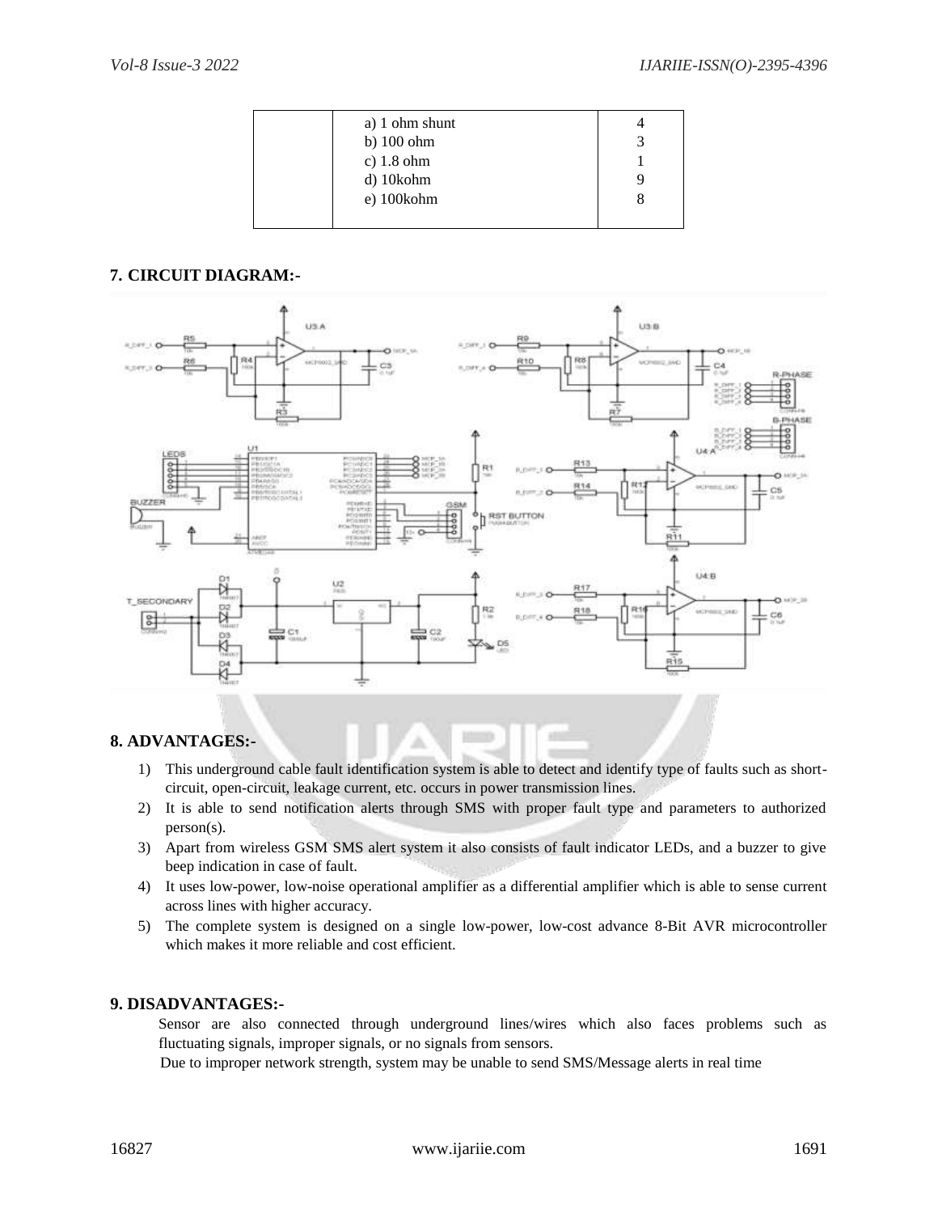| | | |
|---|---|---|
| | a) 1 ohm shunt<br>b) 100 ohm<br>c) 1.8 ohm<br>d) 10kohm<br>e) 100kohm | 4<br>3<br>1<br>9<br>8 |

## 7. CIRCUIT DIAGRAM:-

## 8. ADVANTAGES:-

1) This underground cable fault identification system is able to detect and identify type of faults such as short-circuit, open-circuit, leakage current, etc. occurs in power transmission lines.
2) It is able to send notification alerts through SMS with proper fault type and parameters to authorized person(s).
3) Apart from wireless GSM SMS alert system it also consists of fault indicator LEDs, and a buzzer to give beep indication in case of fault.
4) It uses low-power, low-noise operational amplifier as a differential amplifier which is able to sense current across lines with higher accuracy.
5) The complete system is designed on a single low-power, low-cost advance 8-Bit AVR microcontroller which makes it more reliable and cost efficient.

## 9. DISADVANTAGES:-

Sensor are also connected through underground lines/wires which also faces problems such as fluctuating signals, improper signals, or no signals from sensors.

Due to improper network strength, system may be unable to send SMS/Message alerts in real time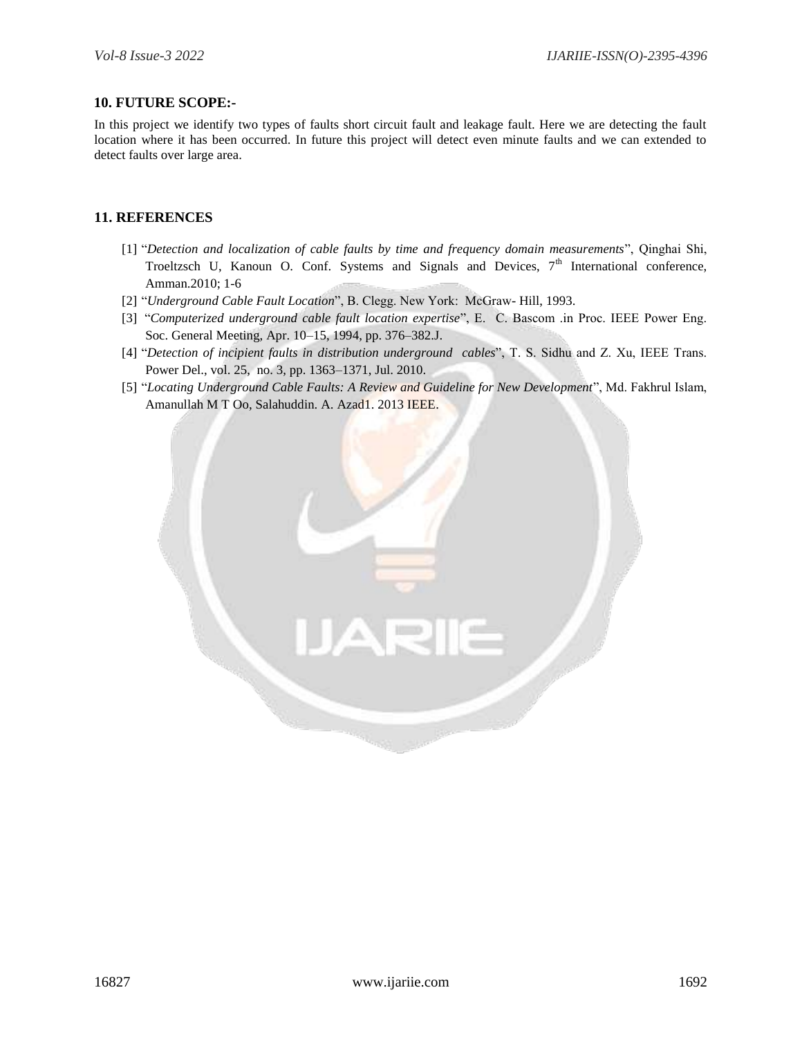## 10. FUTURE SCOPE:-

In this project we identify two types of faults short circuit fault and leakage fault. Here we are detecting the fault location where it has been occurred. In future this project will detect even minute faults and we can extended to detect faults over large area.

## 11. REFERENCES

[1] "*Detection and localization of cable faults by time and frequency domain measurements*", Qinghai Shi, Troeltzsch U, Kanoun O. Conf. Systems and Signals and Devices, 7th International conference, Amman.2010; 1-6

[2] "*Underground Cable Fault Location*", B. Clegg. New York: McGraw- Hill, 1993.

[3] "*Computerized underground cable fault location expertise*", E. C. Bascom .in Proc. IEEE Power Eng. Soc. General Meeting, Apr. 10–15, 1994, pp. 376–382.J.

[4] "*Detection of incipient faults in distribution underground cables*", T. S. Sidhu and Z. Xu, IEEE Trans. Power Del., vol. 25, no. 3, pp. 1363–1371, Jul. 2010.

[5] "*Locating Underground Cable Faults: A Review and Guideline for New Development*", Md. Fakhrul Islam, Amanullah M T Oo, Salahuddin. A. Azad1. 2013 IEEE.